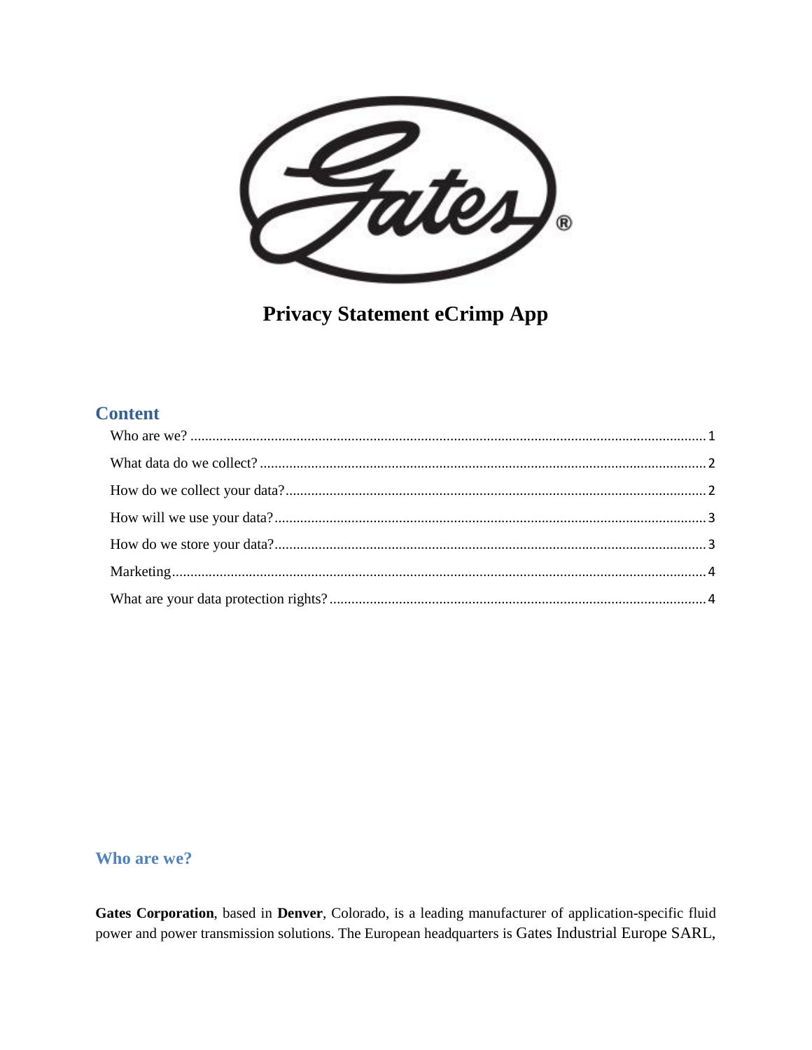# Privacy Statement eCrimp App

## Content

- Who are we? ... 1
- What data do we collect? ... 2
- How do we collect your data? ... 2
- How will we use your data? ... 3
- How do we store your data? ... 3
- Marketing ... 4
- What are your data protection rights? ... 4

## Who are we?

**Gates Corporation**, based in **Denver**, Colorado, is a leading manufacturer of application-specific fluid power and power transmission solutions. The European headquarters is Gates Industrial Europe SARL,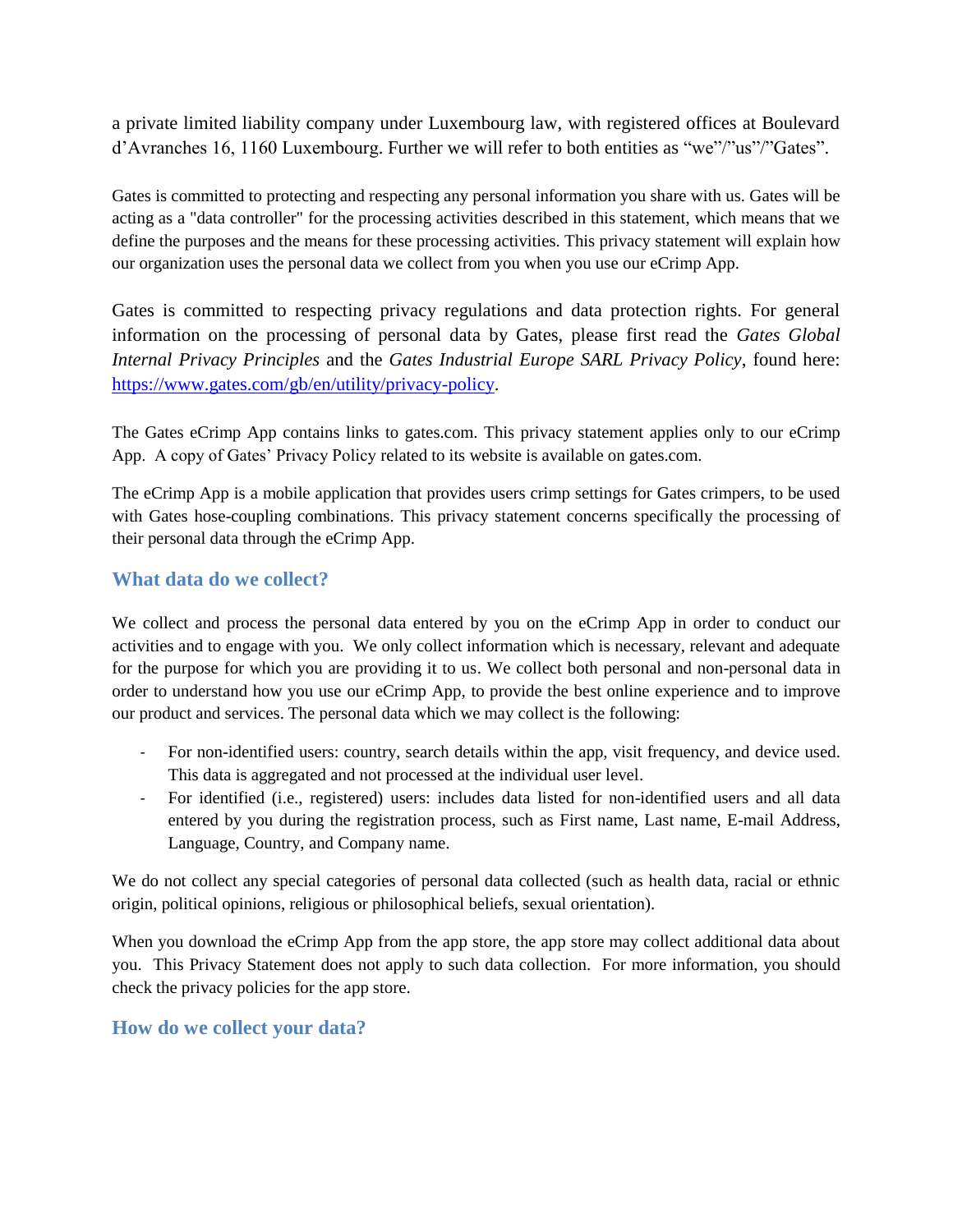a private limited liability company under Luxembourg law, with registered offices at Boulevard d'Avranches 16, 1160 Luxembourg. Further we will refer to both entities as "we"/"us"/"Gates".

Gates is committed to protecting and respecting any personal information you share with us. Gates will be acting as a "data controller" for the processing activities described in this statement, which means that we define the purposes and the means for these processing activities. This privacy statement will explain how our organization uses the personal data we collect from you when you use our eCrimp App.

Gates is committed to respecting privacy regulations and data protection rights. For general information on the processing of personal data by Gates, please first read the *Gates Global Internal Privacy Principles* and the *Gates Industrial Europe SARL Privacy Policy*, found here: [https://www.gates.com/gb/en/utility/privacy-policy](https://www.gates.com/gb/en/utility/privacy-policy).

The Gates eCrimp App contains links to gates.com. This privacy statement applies only to our eCrimp App. A copy of Gates' Privacy Policy related to its website is available on gates.com.

The eCrimp App is a mobile application that provides users crimp settings for Gates crimpers, to be used with Gates hose-coupling combinations. This privacy statement concerns specifically the processing of their personal data through the eCrimp App.

## What data do we collect?

We collect and process the personal data entered by you on the eCrimp App in order to conduct our activities and to engage with you. We only collect information which is necessary, relevant and adequate for the purpose for which you are providing it to us. We collect both personal and non-personal data in order to understand how you use our eCrimp App, to provide the best online experience and to improve our product and services. The personal data which we may collect is the following:

- For non-identified users: country, search details within the app, visit frequency, and device used. This data is aggregated and not processed at the individual user level.
- For identified (i.e., registered) users: includes data listed for non-identified users and all data entered by you during the registration process, such as First name, Last name, E-mail Address, Language, Country, and Company name.

We do not collect any special categories of personal data collected (such as health data, racial or ethnic origin, political opinions, religious or philosophical beliefs, sexual orientation).

When you download the eCrimp App from the app store, the app store may collect additional data about you. This Privacy Statement does not apply to such data collection. For more information, you should check the privacy policies for the app store.

## How do we collect your data?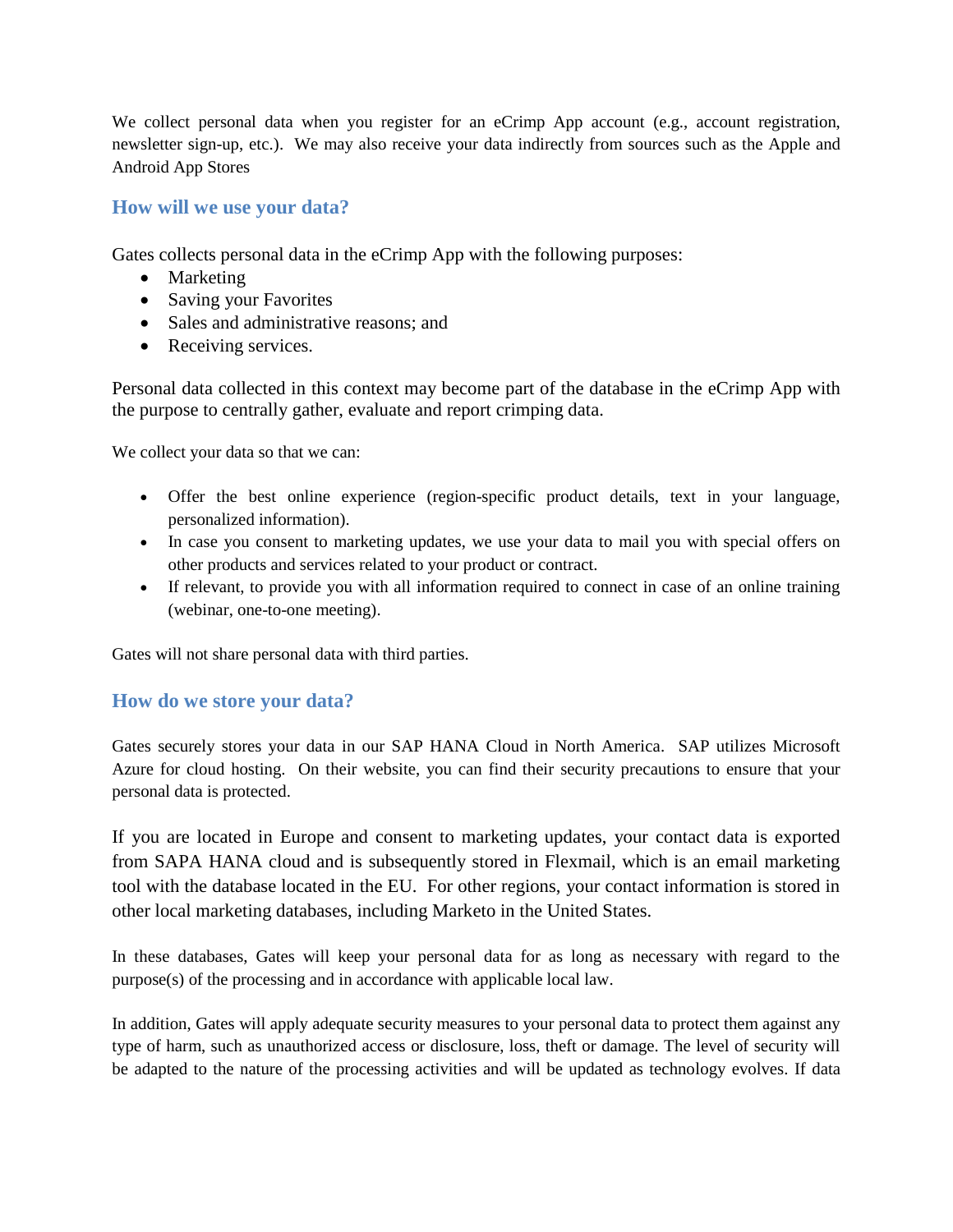We collect personal data when you register for an eCrimp App account (e.g., account registration, newsletter sign-up, etc.). We may also receive your data indirectly from sources such as the Apple and Android App Stores

## How will we use your data?

Gates collects personal data in the eCrimp App with the following purposes:

- Marketing
- Saving your Favorites
- Sales and administrative reasons; and
- Receiving services.

Personal data collected in this context may become part of the database in the eCrimp App with the purpose to centrally gather, evaluate and report crimping data.

We collect your data so that we can:

- Offer the best online experience (region-specific product details, text in your language, personalized information).
- In case you consent to marketing updates, we use your data to mail you with special offers on other products and services related to your product or contract.
- If relevant, to provide you with all information required to connect in case of an online training (webinar, one-to-one meeting).

Gates will not share personal data with third parties.

## How do we store your data?

Gates securely stores your data in our SAP HANA Cloud in North America. SAP utilizes Microsoft Azure for cloud hosting. On their website, you can find their security precautions to ensure that your personal data is protected.

If you are located in Europe and consent to marketing updates, your contact data is exported from SAPA HANA cloud and is subsequently stored in Flexmail, which is an email marketing tool with the database located in the EU. For other regions, your contact information is stored in other local marketing databases, including Marketo in the United States.

In these databases, Gates will keep your personal data for as long as necessary with regard to the purpose(s) of the processing and in accordance with applicable local law.

In addition, Gates will apply adequate security measures to your personal data to protect them against any type of harm, such as unauthorized access or disclosure, loss, theft or damage. The level of security will be adapted to the nature of the processing activities and will be updated as technology evolves. If data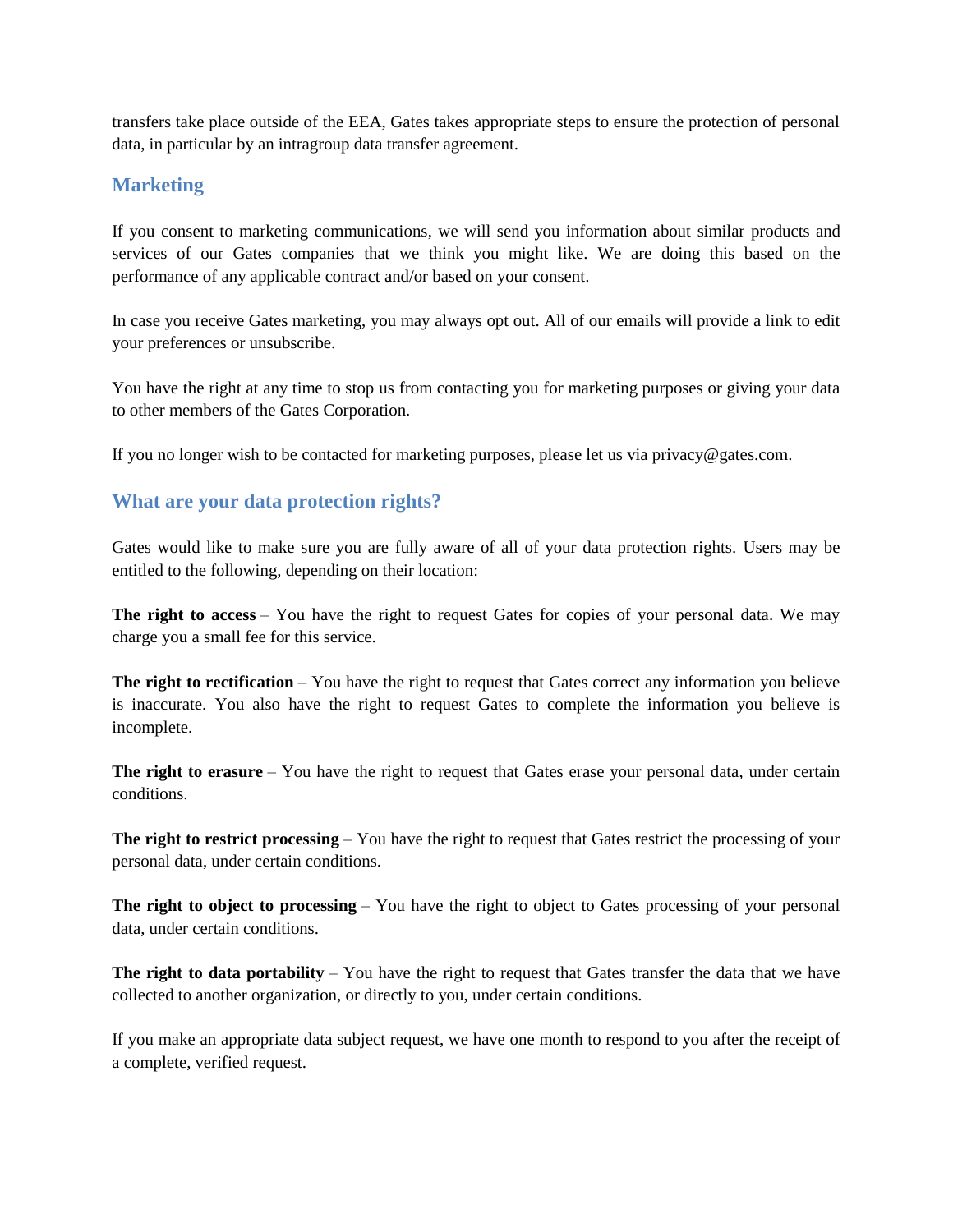transfers take place outside of the EEA, Gates takes appropriate steps to ensure the protection of personal data, in particular by an intragroup data transfer agreement.

## Marketing

If you consent to marketing communications, we will send you information about similar products and services of our Gates companies that we think you might like. We are doing this based on the performance of any applicable contract and/or based on your consent.

In case you receive Gates marketing, you may always opt out. All of our emails will provide a link to edit your preferences or unsubscribe.

You have the right at any time to stop us from contacting you for marketing purposes or giving your data to other members of the Gates Corporation.

If you no longer wish to be contacted for marketing purposes, please let us via privacy@gates.com.

## What are your data protection rights?

Gates would like to make sure you are fully aware of all of your data protection rights. Users may be entitled to the following, depending on their location:

**The right to access** – You have the right to request Gates for copies of your personal data. We may charge you a small fee for this service.

**The right to rectification** – You have the right to request that Gates correct any information you believe is inaccurate. You also have the right to request Gates to complete the information you believe is incomplete.

**The right to erasure** – You have the right to request that Gates erase your personal data, under certain conditions.

**The right to restrict processing** – You have the right to request that Gates restrict the processing of your personal data, under certain conditions.

**The right to object to processing** – You have the right to object to Gates processing of your personal data, under certain conditions.

**The right to data portability** – You have the right to request that Gates transfer the data that we have collected to another organization, or directly to you, under certain conditions.

If you make an appropriate data subject request, we have one month to respond to you after the receipt of a complete, verified request.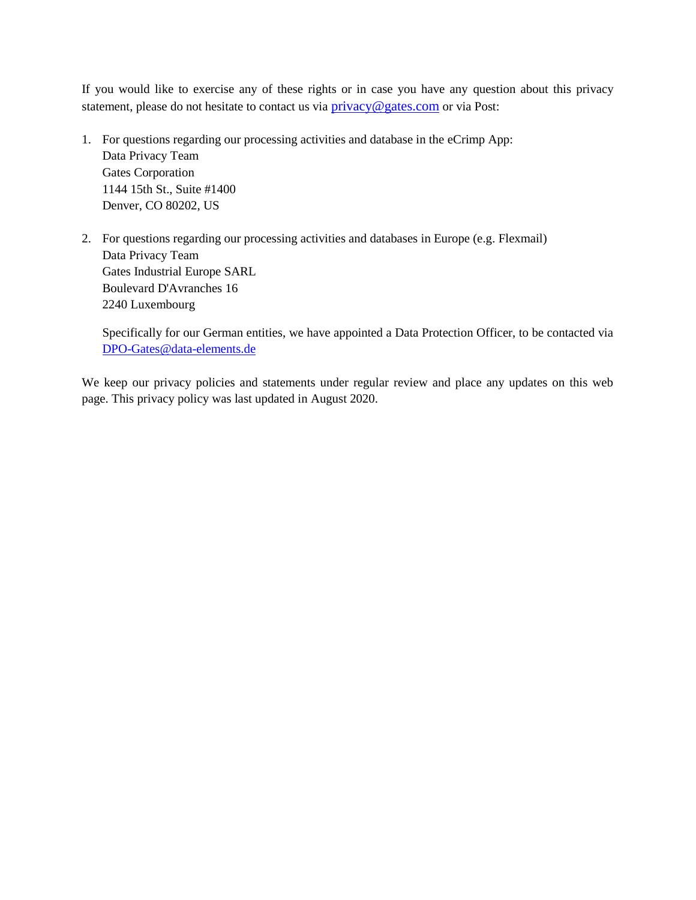If you would like to exercise any of these rights or in case you have any question about this privacy statement, please do not hesitate to contact us via privacy@gates.com or via Post:

1. For questions regarding our processing activities and database in the eCrimp App:
   Data Privacy Team
   Gates Corporation
   1144 15th St., Suite #1400
   Denver, CO 80202, US

2. For questions regarding our processing activities and databases in Europe (e.g. Flexmail)
   Data Privacy Team
   Gates Industrial Europe SARL
   Boulevard D'Avranches 16
   2240 Luxembourg

   Specifically for our German entities, we have appointed a Data Protection Officer, to be contacted via DPO-Gates@data-elements.de

We keep our privacy policies and statements under regular review and place any updates on this web page. This privacy policy was last updated in August 2020.